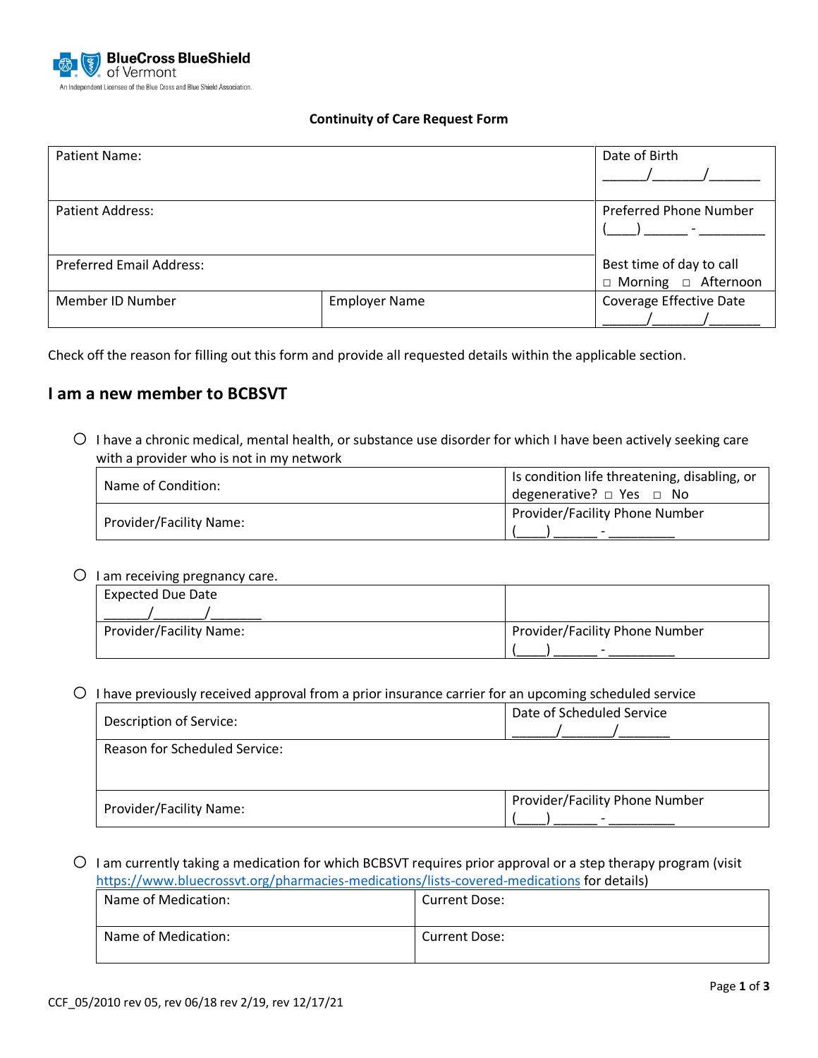BlueCross BlueShield of Vermont

An Independent Licensee of the Blue Cross and Blue Shield Association.

**Continuity of Care Request Form**

| Patient Name: | | Date of Birth ______/_______/_______ |
|---|---|---|
| Patient Address: | | Preferred Phone Number (____) ______ - _________ |
| Preferred Email Address: | | Best time of day to call □ Morning □ Afternoon |
| Member ID Number | Employer Name | Coverage Effective Date ______/_______/_______ |

Check off the reason for filling out this form and provide all requested details within the applicable section.

## I am a new member to BCBSVT

○ I have a chronic medical, mental health, or substance use disorder for which I have been actively seeking care with a provider who is not in my network

| Name of Condition: | Is condition life threatening, disabling, or degenerative? □ Yes □ No |
|---|---|
| Provider/Facility Name: | Provider/Facility Phone Number (____) ______ - _________ |

○ I am receiving pregnancy care.

| Expected Due Date ______/_______/_______ | |
|---|---|
| Provider/Facility Name: | Provider/Facility Phone Number (____) ______ - _________ |

○ I have previously received approval from a prior insurance carrier for an upcoming scheduled service

| Description of Service: | Date of Scheduled Service ______/_______/_______ |
|---|---|
| Reason for Scheduled Service: | |
| Provider/Facility Name: | Provider/Facility Phone Number (____) ______ - _________ |

○ I am currently taking a medication for which BCBSVT requires prior approval or a step therapy program (visit https://www.bluecrossvt.org/pharmacies-medications/lists-covered-medications for details)

| Name of Medication: | Current Dose: |
|---|---|
| Name of Medication: | Current Dose: |

CCF_05/2010 rev 05, rev 06/18 rev 2/19, rev 12/17/21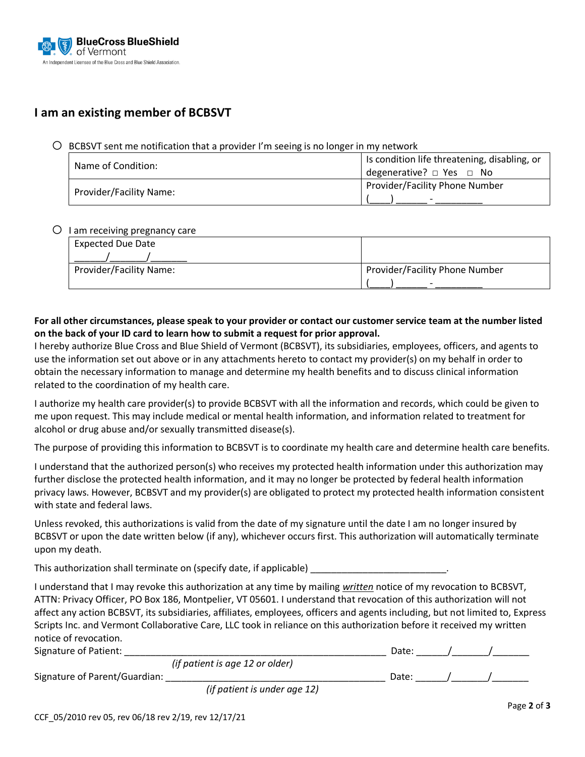BlueCross BlueShield of Vermont
An Independent Licensee of the Blue Cross and Blue Shield Association.

## I am an existing member of BCBSVT

○ BCBSVT sent me notification that a provider I'm seeing is no longer in my network

| Name of Condition: | Is condition life threatening, disabling, or degenerative? □ Yes □ No |
|---|---|
| Provider/Facility Name: | Provider/Facility Phone Number (\_\_\_\_) \_\_\_\_\_\_ - \_\_\_\_\_\_\_\_\_ |

○ I am receiving pregnancy care

| Expected Due Date \_\_\_\_\_\_/\_\_\_\_\_\_\_/\_\_\_\_\_\_\_ | |
|---|---|
| Provider/Facility Name: | Provider/Facility Phone Number (\_\_\_\_) \_\_\_\_\_\_ - \_\_\_\_\_\_\_\_\_ |

**For all other circumstances, please speak to your provider or contact our customer service team at the number listed on the back of your ID card to learn how to submit a request for prior approval.**

I hereby authorize Blue Cross and Blue Shield of Vermont (BCBSVT), its subsidiaries, employees, officers, and agents to use the information set out above or in any attachments hereto to contact my provider(s) on my behalf in order to obtain the necessary information to manage and determine my health benefits and to discuss clinical information related to the coordination of my health care.

I authorize my health care provider(s) to provide BCBSVT with all the information and records, which could be given to me upon request. This may include medical or mental health information, and information related to treatment for alcohol or drug abuse and/or sexually transmitted disease(s).

The purpose of providing this information to BCBSVT is to coordinate my health care and determine health care benefits.

I understand that the authorized person(s) who receives my protected health information under this authorization may further disclose the protected health information, and it may no longer be protected by federal health information privacy laws. However, BCBSVT and my provider(s) are obligated to protect my protected health information consistent with state and federal laws.

Unless revoked, this authorizations is valid from the date of my signature until the date I am no longer insured by BCBSVT or upon the date written below (if any), whichever occurs first. This authorization will automatically terminate upon my death.

This authorization shall terminate on (specify date, if applicable) \_\_\_\_\_\_\_\_\_\_\_\_\_\_\_\_\_\_\_\_\_\_\_\_\_\_.

I understand that I may revoke this authorization at any time by mailing *written* notice of my revocation to BCBSVT, ATTN: Privacy Officer, PO Box 186, Montpelier, VT 05601. I understand that revocation of this authorization will not affect any action BCBSVT, its subsidiaries, affiliates, employees, officers and agents including, but not limited to, Express Scripts Inc. and Vermont Collaborative Care, LLC took in reliance on this authorization before it received my written notice of revocation.

Signature of Patient: \_\_\_\_\_\_\_\_\_\_\_\_\_\_\_\_\_\_\_\_\_\_\_\_\_\_\_\_\_\_\_\_\_\_\_\_\_\_\_\_\_\_\_\_\_\_\_\_\_\_ Date: \_\_\_\_\_\_/\_\_\_\_\_\_\_/\_\_\_\_\_\_\_
*(if patient is age 12 or older)*

Signature of Parent/Guardian: \_\_\_\_\_\_\_\_\_\_\_\_\_\_\_\_\_\_\_\_\_\_\_\_\_\_\_\_\_\_\_\_\_\_\_\_\_\_\_\_\_\_\_\_\_ Date: \_\_\_\_\_\_/\_\_\_\_\_\_\_/\_\_\_\_\_\_\_
*(if patient is under age 12)*

CCF_05/2010 rev 05, rev 06/18 rev 2/19, rev 12/17/21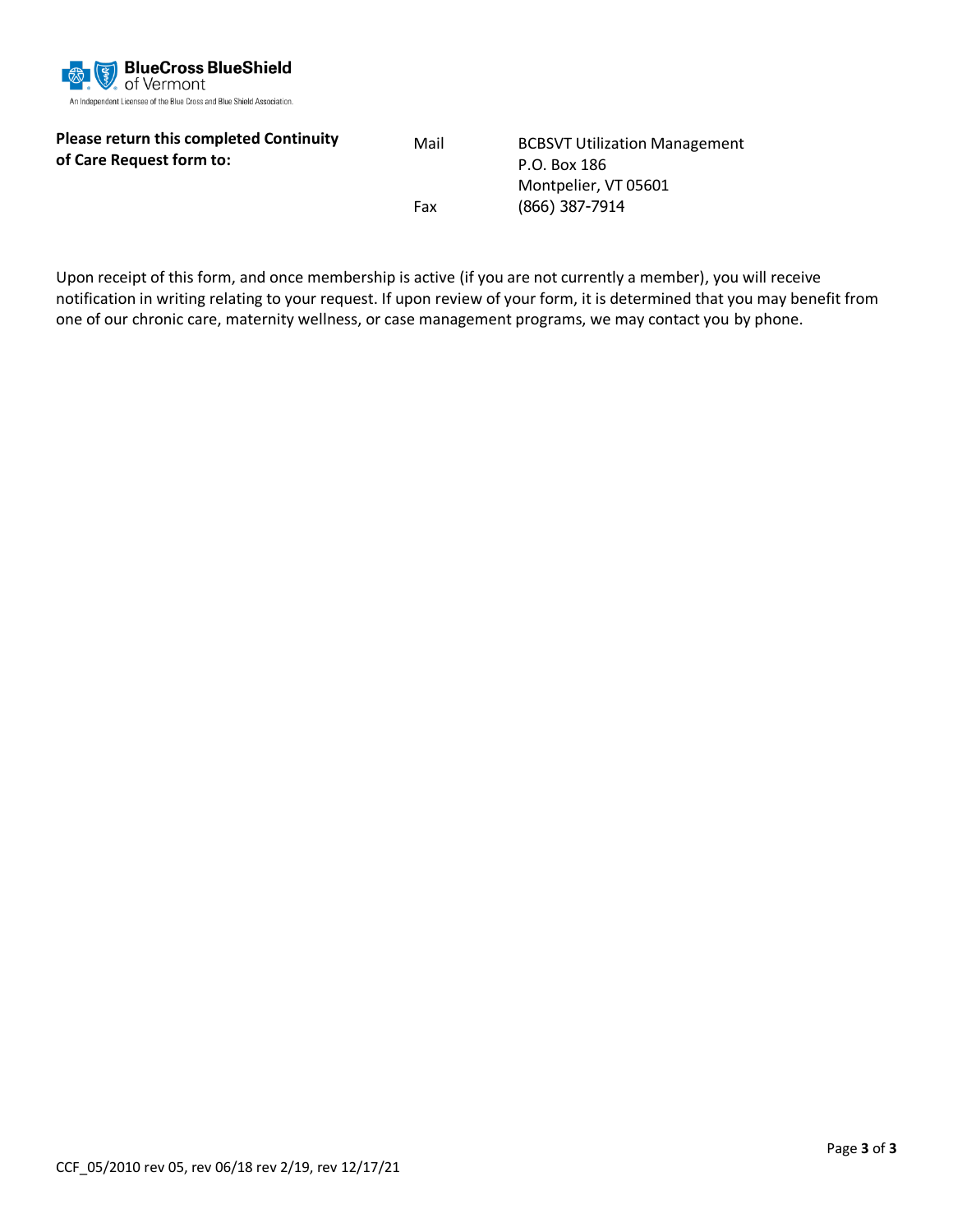BlueCross BlueShield of Vermont

An Independent Licensee of the Blue Cross and Blue Shield Association.

| | | |
|---|---|---|
| **Please return this completed Continuity of Care Request form to:** | Mail | BCBSVT Utilization Management<br>P.O. Box 186<br>Montpelier, VT 05601 |
| | Fax | (866) 387-7914 |

Upon receipt of this form, and once membership is active (if you are not currently a member), you will receive notification in writing relating to your request. If upon review of your form, it is determined that you may benefit from one of our chronic care, maternity wellness, or case management programs, we may contact you by phone.

CCF_05/2010 rev 05, rev 06/18 rev 2/19, rev 12/17/21